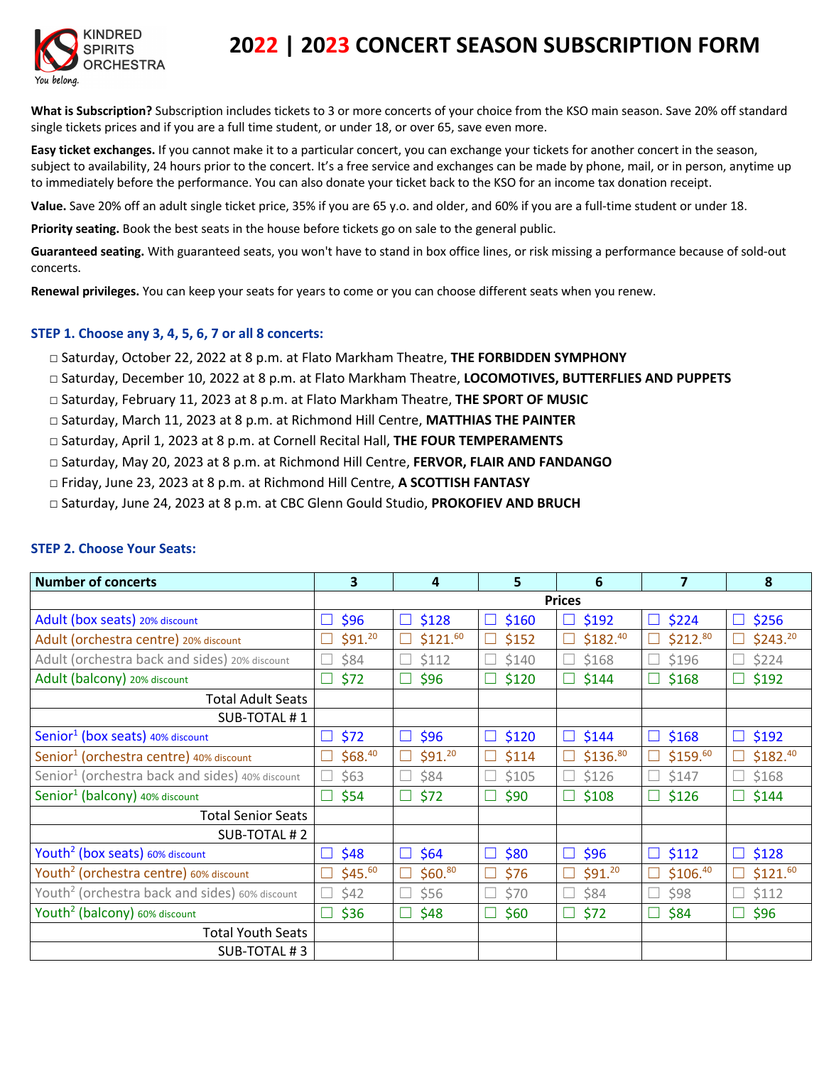KINDRED SPIRITS ORCHESTRA

*You belong.*

# 2022 | 2023 CONCERT SEASON SUBSCRIPTION FORM

**What is Subscription?** Subscription includes tickets to 3 or more concerts of your choice from the KSO main season. Save 20% off standard single tickets prices and if you are a full time student, or under 18, or over 65, save even more.

**Easy ticket exchanges.** If you cannot make it to a particular concert, you can exchange your tickets for another concert in the season, subject to availability, 24 hours prior to the concert. It's a free service and exchanges can be made by phone, mail, or in person, anytime up to immediately before the performance. You can also donate your ticket back to the KSO for an income tax donation receipt.

**Value.** Save 20% off an adult single ticket price, 35% if you are 65 y.o. and older, and 60% if you are a full-time student or under 18.

**Priority seating.** Book the best seats in the house before tickets go on sale to the general public.

**Guaranteed seating.** With guaranteed seats, you won't have to stand in box office lines, or risk missing a performance because of sold-out concerts.

**Renewal privileges.** You can keep your seats for years to come or you can choose different seats when you renew.

### STEP 1. Choose any 3, 4, 5, 6, 7 or all 8 concerts:

- □ Saturday, October 22, 2022 at 8 p.m. at Flato Markham Theatre, **THE FORBIDDEN SYMPHONY**
- □ Saturday, December 10, 2022 at 8 p.m. at Flato Markham Theatre, **LOCOMOTIVES, BUTTERFLIES AND PUPPETS**
- □ Saturday, February 11, 2023 at 8 p.m. at Flato Markham Theatre, **THE SPORT OF MUSIC**
- □ Saturday, March 11, 2023 at 8 p.m. at Richmond Hill Centre, **MATTHIAS THE PAINTER**
- □ Saturday, April 1, 2023 at 8 p.m. at Cornell Recital Hall, **THE FOUR TEMPERAMENTS**
- □ Saturday, May 20, 2023 at 8 p.m. at Richmond Hill Centre, **FERVOR, FLAIR AND FANDANGO**
- □ Friday, June 23, 2023 at 8 p.m. at Richmond Hill Centre, **A SCOTTISH FANTASY**
- □ Saturday, June 24, 2023 at 8 p.m. at CBC Glenn Gould Studio, **PROKOFIEV AND BRUCH**

### STEP 2. Choose Your Seats:

| **Number of concerts** | **3** | **4** | **5** | **6** | **7** | **8** |
|---|---|---|---|---|---|---|
| | **Prices** | | | | | |
| Adult (box seats) 20% discount | □ $96 | □ $128 | □ $160 | □ $192 | □ $224 | □ $256 |
| Adult (orchestra centre) 20% discount | □ $91.20 | □ $121.60 | □ $152 | □ $182.40 | □ $212.80 | □ $243.20 |
| Adult (orchestra back and sides) 20% discount | □ $84 | □ $112 | □ $140 | □ $168 | □ $196 | □ $224 |
| Adult (balcony) 20% discount | □ $72 | □ $96 | □ $120 | □ $144 | □ $168 | □ $192 |
| Total Adult Seats | | | | | | |
| SUB-TOTAL # 1 | | | | | | |
| Senior[1] (box seats) 40% discount | □ $72 | □ $96 | □ $120 | □ $144 | □ $168 | □ $192 |
| Senior[1] (orchestra centre) 40% discount | □ $68.40 | □ $91.20 | □ $114 | □ $136.80 | □ $159.60 | □ $182.40 |
| Senior[1] (orchestra back and sides) 40% discount | □ $63 | □ $84 | □ $105 | □ $126 | □ $147 | □ $168 |
| Senior[1] (balcony) 40% discount | □ $54 | □ $72 | □ $90 | □ $108 | □ $126 | □ $144 |
| Total Senior Seats | | | | | | |
| SUB-TOTAL # 2 | | | | | | |
| Youth[2] (box seats) 60% discount | □ $48 | □ $64 | □ $80 | □ $96 | □ $112 | □ $128 |
| Youth[2] (orchestra centre) 60% discount | □ $45.60 | □ $60.80 | □ $76 | □ $91.20 | □ $106.40 | □ $121.60 |
| Youth[2] (orchestra back and sides) 60% discount | □ $42 | □ $56 | □ $70 | □ $84 | □ $98 | □ $112 |
| Youth[2] (balcony) 60% discount | □ $36 | □ $48 | □ $60 | □ $72 | □ $84 | □ $96 |
| Total Youth Seats | | | | | | |
| SUB-TOTAL # 3 | | | | | | |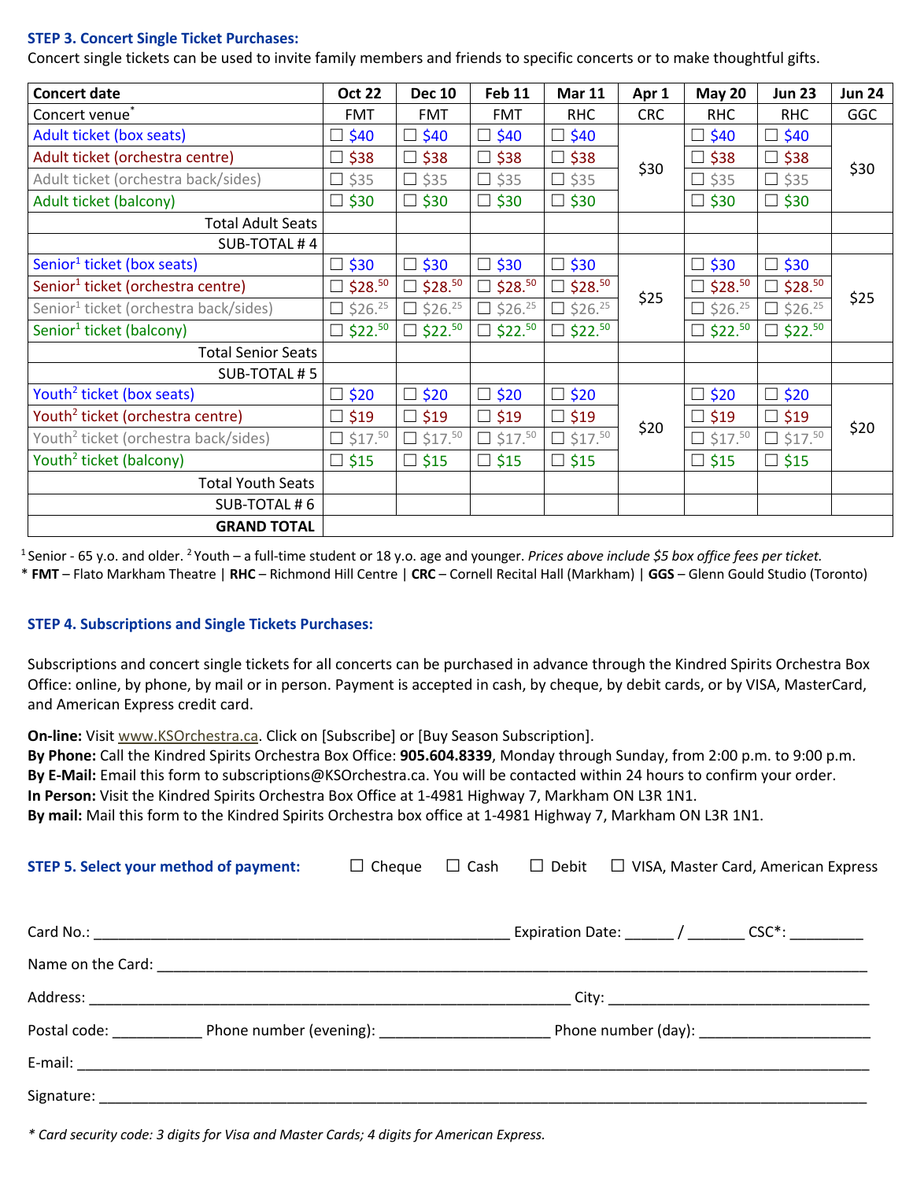**STEP 3. Concert Single Ticket Purchases:**
Concert single tickets can be used to invite family members and friends to specific concerts or to make thoughtful gifts.

| Concert date | Oct 22 | Dec 10 | Feb 11 | Mar 11 | Apr 1 | May 20 | Jun 23 | Jun 24 |
|---|---|---|---|---|---|---|---|---|
| Concert venue* | FMT | FMT | FMT | RHC | CRC | RHC | RHC | GGC |
| Adult ticket (box seats) | ☐ $40 | ☐ $40 | ☐ $40 | ☐ $40 | $30 | ☐ $40 | ☐ $40 | $30 |
| Adult ticket (orchestra centre) | ☐ $38 | ☐ $38 | ☐ $38 | ☐ $38 | | ☐ $38 | ☐ $38 | |
| Adult ticket (orchestra back/sides) | ☐ $35 | ☐ $35 | ☐ $35 | ☐ $35 | | ☐ $35 | ☐ $35 | |
| Adult ticket (balcony) | ☐ $30 | ☐ $30 | ☐ $30 | ☐ $30 | | ☐ $30 | ☐ $30 | |
| Total Adult Seats | | | | | | | | |
| SUB-TOTAL # 4 | | | | | | | | |
| Senior[1] ticket (box seats) | ☐ $30 | ☐ $30 | ☐ $30 | ☐ $30 | $25 | ☐ $30 | ☐ $30 | $25 |
| Senior[1] ticket (orchestra centre) | ☐ $28.50 | ☐ $28.50 | ☐ $28.50 | ☐ $28.50 | | ☐ $28.50 | ☐ $28.50 | |
| Senior[1] ticket (orchestra back/sides) | ☐ $26.25 | ☐ $26.25 | ☐ $26.25 | ☐ $26.25 | | ☐ $26.25 | ☐ $26.25 | |
| Senior[1] ticket (balcony) | ☐ $22.50 | ☐ $22.50 | ☐ $22.50 | ☐ $22.50 | | ☐ $22.50 | ☐ $22.50 | |
| Total Senior Seats | | | | | | | | |
| SUB-TOTAL # 5 | | | | | | | | |
| Youth[2] ticket (box seats) | ☐ $20 | ☐ $20 | ☐ $20 | ☐ $20 | $20 | ☐ $20 | ☐ $20 | $20 |
| Youth[2] ticket (orchestra centre) | ☐ $19 | ☐ $19 | ☐ $19 | ☐ $19 | | ☐ $19 | ☐ $19 | |
| Youth[2] ticket (orchestra back/sides) | ☐ $17.50 | ☐ $17.50 | ☐ $17.50 | ☐ $17.50 | | ☐ $17.50 | ☐ $17.50 | |
| Youth[2] ticket (balcony) | ☐ $15 | ☐ $15 | ☐ $15 | ☐ $15 | | ☐ $15 | ☐ $15 | |
| Total Youth Seats | | | | | | | | |
| SUB-TOTAL # 6 | | | | | | | | |
| **GRAND TOTAL** | | | | | | | | |

[1] Senior - 65 y.o. and older. [2] Youth – a full-time student or 18 y.o. age and younger. *Prices above include $5 box office fees per ticket.*
\* **FMT** – Flato Markham Theatre | **RHC** – Richmond Hill Centre | **CRC** – Cornell Recital Hall (Markham) | **GGS** – Glenn Gould Studio (Toronto)

**STEP 4. Subscriptions and Single Tickets Purchases:**

Subscriptions and concert single tickets for all concerts can be purchased in advance through the Kindred Spirits Orchestra Box Office: online, by phone, by mail or in person. Payment is accepted in cash, by cheque, by debit cards, or by VISA, MasterCard, and American Express credit card.

**On-line:** Visit www.KSOrchestra.ca. Click on [Subscribe] or [Buy Season Subscription].
**By Phone:** Call the Kindred Spirits Orchestra Box Office: **905.604.8339**, Monday through Sunday, from 2:00 p.m. to 9:00 p.m.
**By E-Mail:** Email this form to subscriptions@KSOrchestra.ca. You will be contacted within 24 hours to confirm your order.
**In Person:** Visit the Kindred Spirits Orchestra Box Office at 1-4981 Highway 7, Markham ON L3R 1N1.
**By mail:** Mail this form to the Kindred Spirits Orchestra box office at 1-4981 Highway 7, Markham ON L3R 1N1.

**STEP 5. Select your method of payment:** ☐ Cheque ☐ Cash ☐ Debit ☐ VISA, Master Card, American Express

Card No.: ______________________________ Expiration Date: ______ / _______ CSC*: _________

Name on the Card: ______________________________

Address: ______________________________ City: ______________________________

Postal code: ___________ Phone number (evening): ____________________ Phone number (day): ____________________

E-mail: ______________________________

Signature: ______________________________

*\* Card security code: 3 digits for Visa and Master Cards; 4 digits for American Express.*